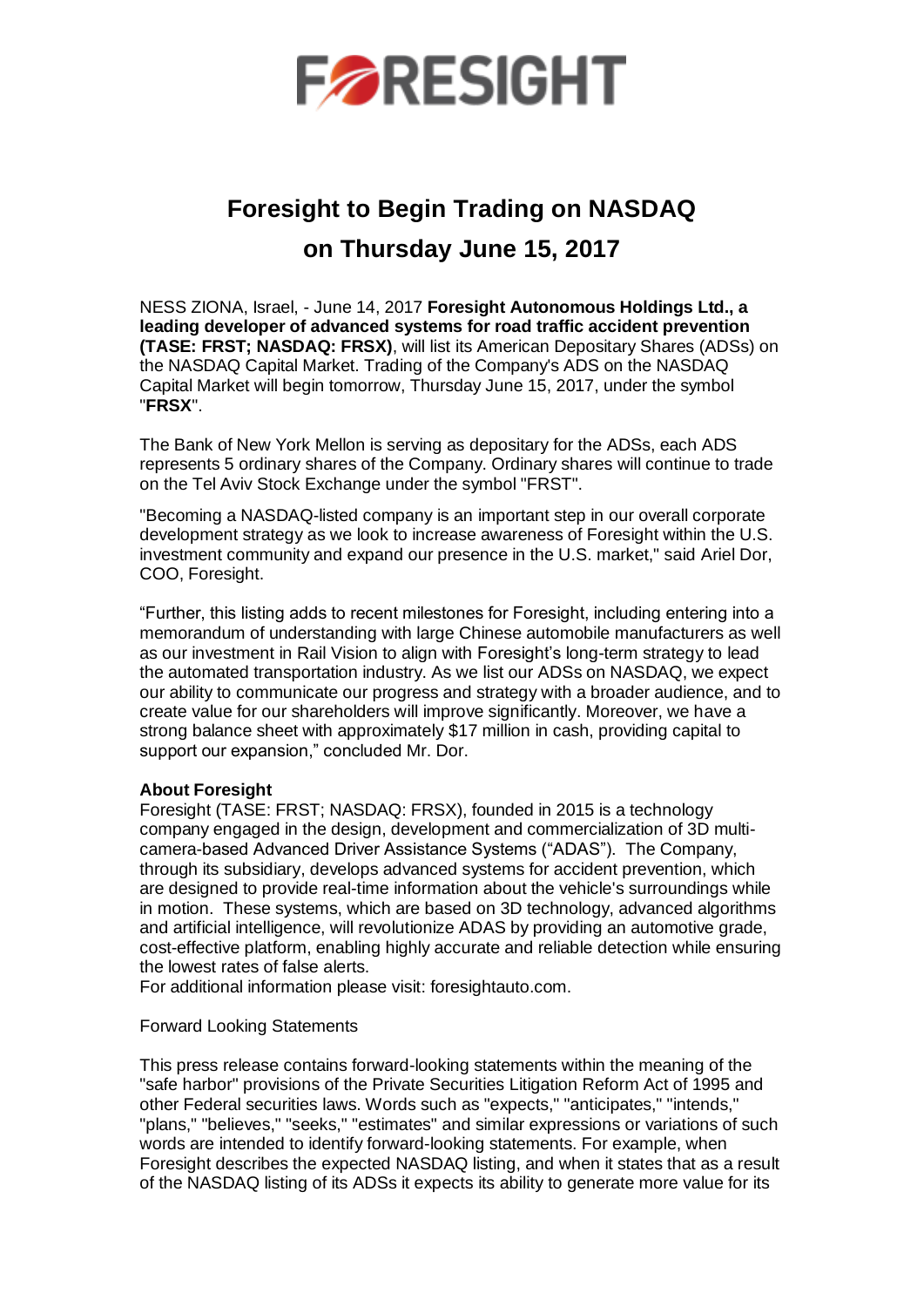# FORESIGHT

# Foresight to Begin Trading on NASDAQ on Thursday June 15, 2017

NESS ZIONA, Israel, - June 14, 2017 **Foresight Autonomous Holdings Ltd., a leading developer of advanced systems for road traffic accident prevention (TASE: FRST; NASDAQ: FRSX)**, will list its American Depositary Shares (ADSs) on the NASDAQ Capital Market. Trading of the Company's ADS on the NASDAQ Capital Market will begin tomorrow, Thursday June 15, 2017, under the symbol "**FRSX**".

The Bank of New York Mellon is serving as depositary for the ADSs, each ADS represents 5 ordinary shares of the Company. Ordinary shares will continue to trade on the Tel Aviv Stock Exchange under the symbol "FRST".

"Becoming a NASDAQ-listed company is an important step in our overall corporate development strategy as we look to increase awareness of Foresight within the U.S. investment community and expand our presence in the U.S. market," said Ariel Dor, COO, Foresight.

“Further, this listing adds to recent milestones for Foresight, including entering into a memorandum of understanding with large Chinese automobile manufacturers as well as our investment in Rail Vision to align with Foresight’s long-term strategy to lead the automated transportation industry. As we list our ADSs on NASDAQ, we expect our ability to communicate our progress and strategy with a broader audience, and to create value for our shareholders will improve significantly. Moreover, we have a strong balance sheet with approximately $17 million in cash, providing capital to support our expansion,” concluded Mr. Dor.

**About Foresight**
Foresight (TASE: FRST; NASDAQ: FRSX), founded in 2015 is a technology company engaged in the design, development and commercialization of 3D multi-camera-based Advanced Driver Assistance Systems (“ADAS”). The Company, through its subsidiary, develops advanced systems for accident prevention, which are designed to provide real-time information about the vehicle's surroundings while in motion. These systems, which are based on 3D technology, advanced algorithms and artificial intelligence, will revolutionize ADAS by providing an automotive grade, cost-effective platform, enabling highly accurate and reliable detection while ensuring the lowest rates of false alerts.
For additional information please visit: foresightauto.com.

Forward Looking Statements

This press release contains forward-looking statements within the meaning of the "safe harbor" provisions of the Private Securities Litigation Reform Act of 1995 and other Federal securities laws. Words such as "expects," "anticipates," "intends," "plans," "believes," "seeks," "estimates" and similar expressions or variations of such words are intended to identify forward-looking statements. For example, when Foresight describes the expected NASDAQ listing, and when it states that as a result of the NASDAQ listing of its ADSs it expects its ability to generate more value for its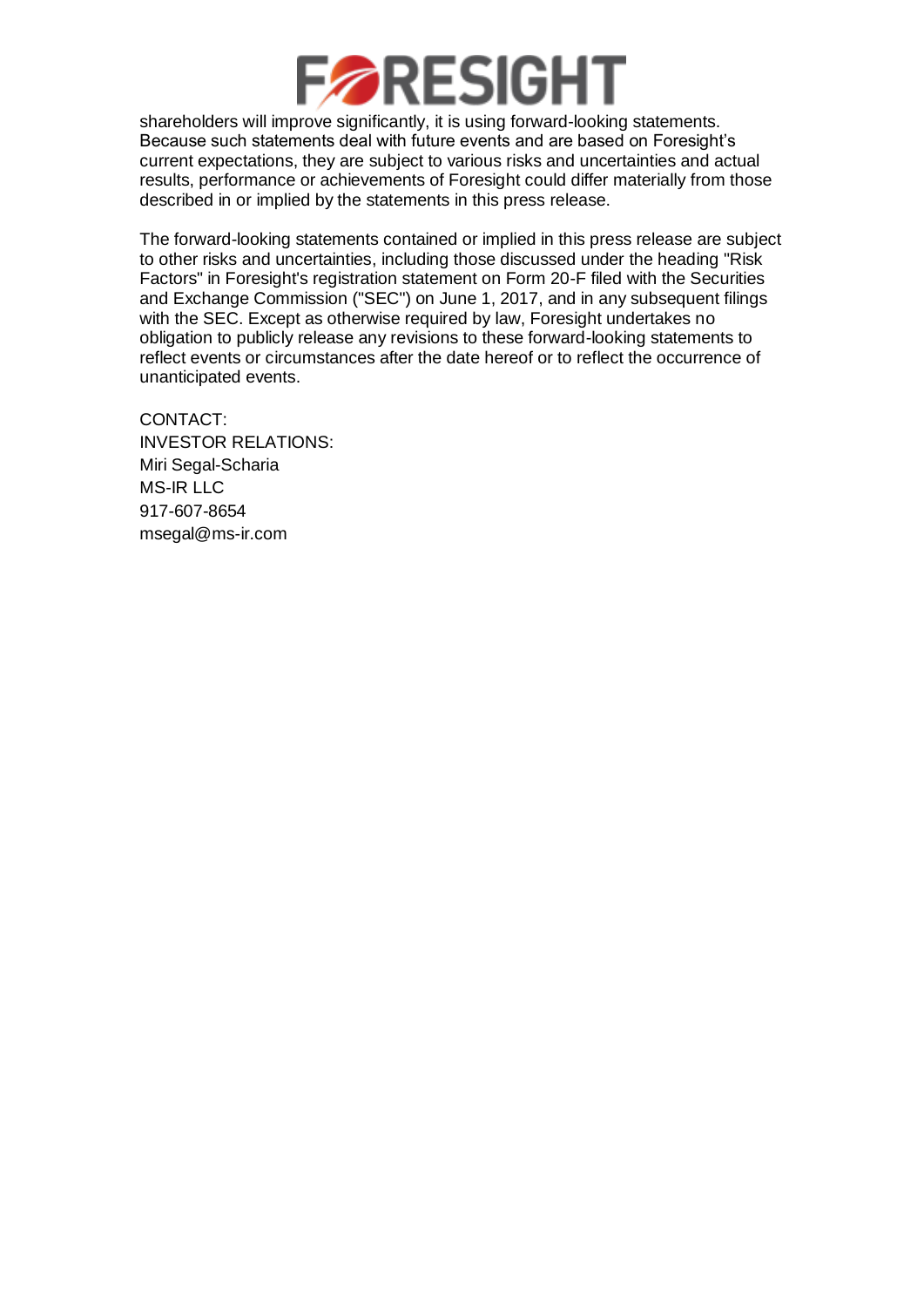shareholders will improve significantly, it is using forward-looking statements. Because such statements deal with future events and are based on Foresight's current expectations, they are subject to various risks and uncertainties and actual results, performance or achievements of Foresight could differ materially from those described in or implied by the statements in this press release.

The forward-looking statements contained or implied in this press release are subject to other risks and uncertainties, including those discussed under the heading "Risk Factors" in Foresight's registration statement on Form 20-F filed with the Securities and Exchange Commission ("SEC") on June 1, 2017, and in any subsequent filings with the SEC. Except as otherwise required by law, Foresight undertakes no obligation to publicly release any revisions to these forward-looking statements to reflect events or circumstances after the date hereof or to reflect the occurrence of unanticipated events.

CONTACT:
INVESTOR RELATIONS:
Miri Segal-Scharia
MS-IR LLC
917-607-8654
msegal@ms-ir.com